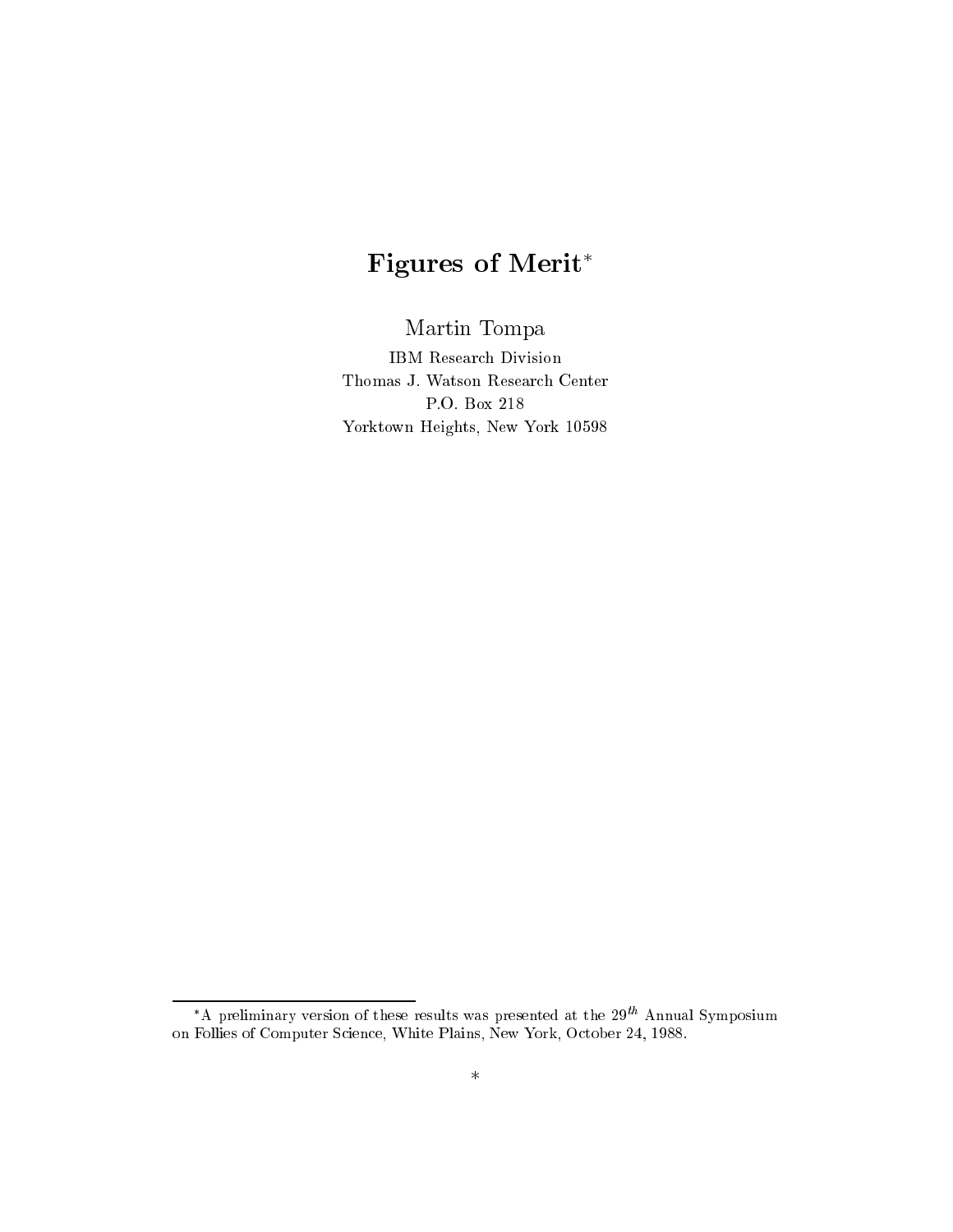# Figures of Merit*

Martin Tompa

IBM Research Division
Thomas J. Watson Research Center
P.O. Box 218
Yorktown Heights, New York 10598

*A preliminary version of these results was presented at the $29^{th}$ Annual Symposium on Follies of Computer Science, White Plains, New York, October 24, 1988.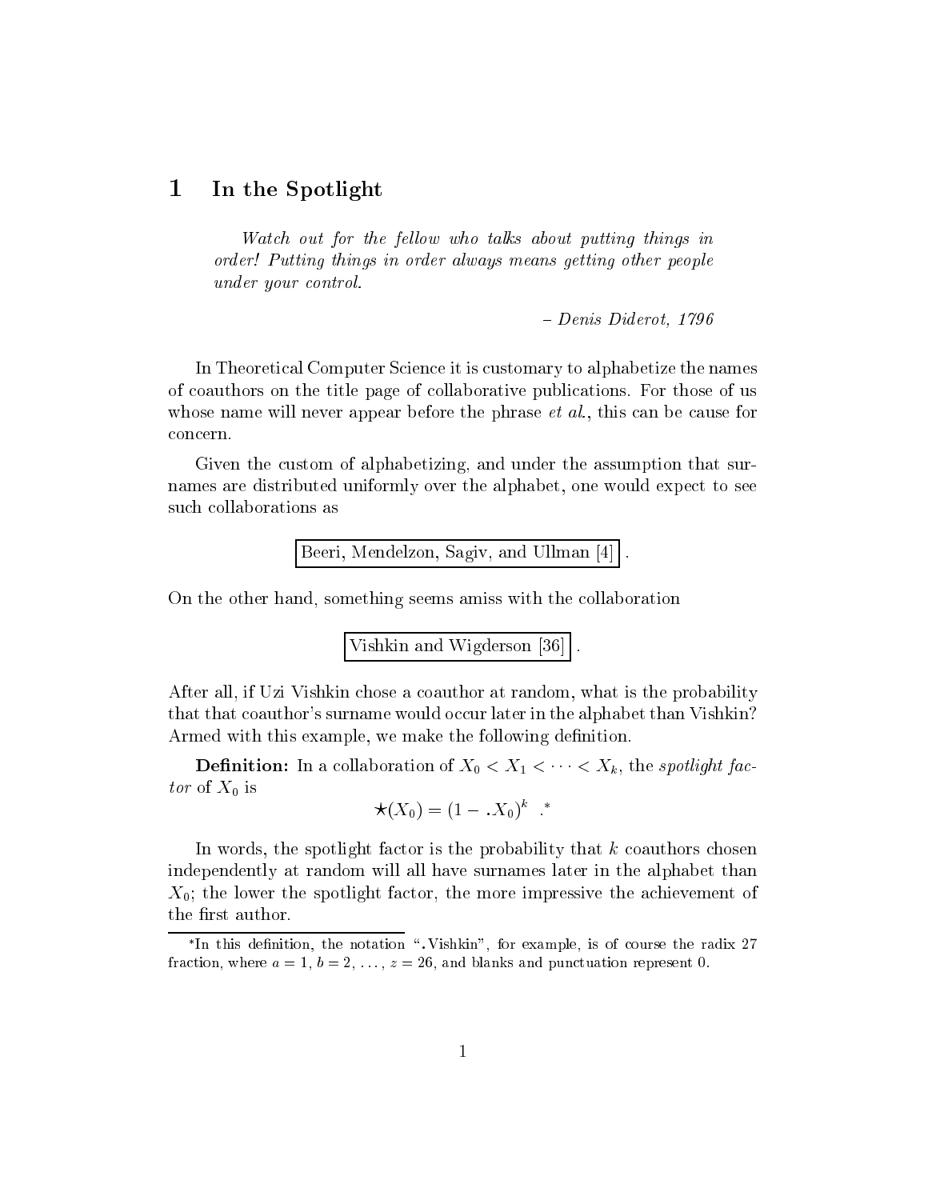## 1 In the Spotlight

> *Watch out for the fellow who talks about putting things in order! Putting things in order always means getting other people under your control.*
>
> – *Denis Diderot, 1796*

In Theoretical Computer Science it is customary to alphabetize the names of coauthors on the title page of collaborative publications. For those of us whose name will never appear before the phrase *et al.*, this can be cause for concern.

Given the custom of alphabetizing, and under the assumption that surnames are distributed uniformly over the alphabet, one would expect to see such collaborations as

Beeri, Mendelzon, Sagiv, and Ullman [4] .

On the other hand, something seems amiss with the collaboration

Vishkin and Wigderson [36] .

After all, if Uzi Vishkin chose a coauthor at random, what is the probability that that coauthor's surname would occur later in the alphabet than Vishkin? Armed with this example, we make the following definition.

**Definition:** In a collaboration of $X_0 < X_1 < \cdots < X_k$, the *spotlight factor* of $X_0$ is

$$\star(X_0) = (1 - .X_0)^k \quad .^*$$

In words, the spotlight factor is the probability that $k$ coauthors chosen independently at random will all have surnames later in the alphabet than $X_0$; the lower the spotlight factor, the more impressive the achievement of the first author.

*In this definition, the notation ".Vishkin", for example, is of course the radix 27 fraction, where $a = 1$, $b = 2$, ..., $z = 26$, and blanks and punctuation represent 0.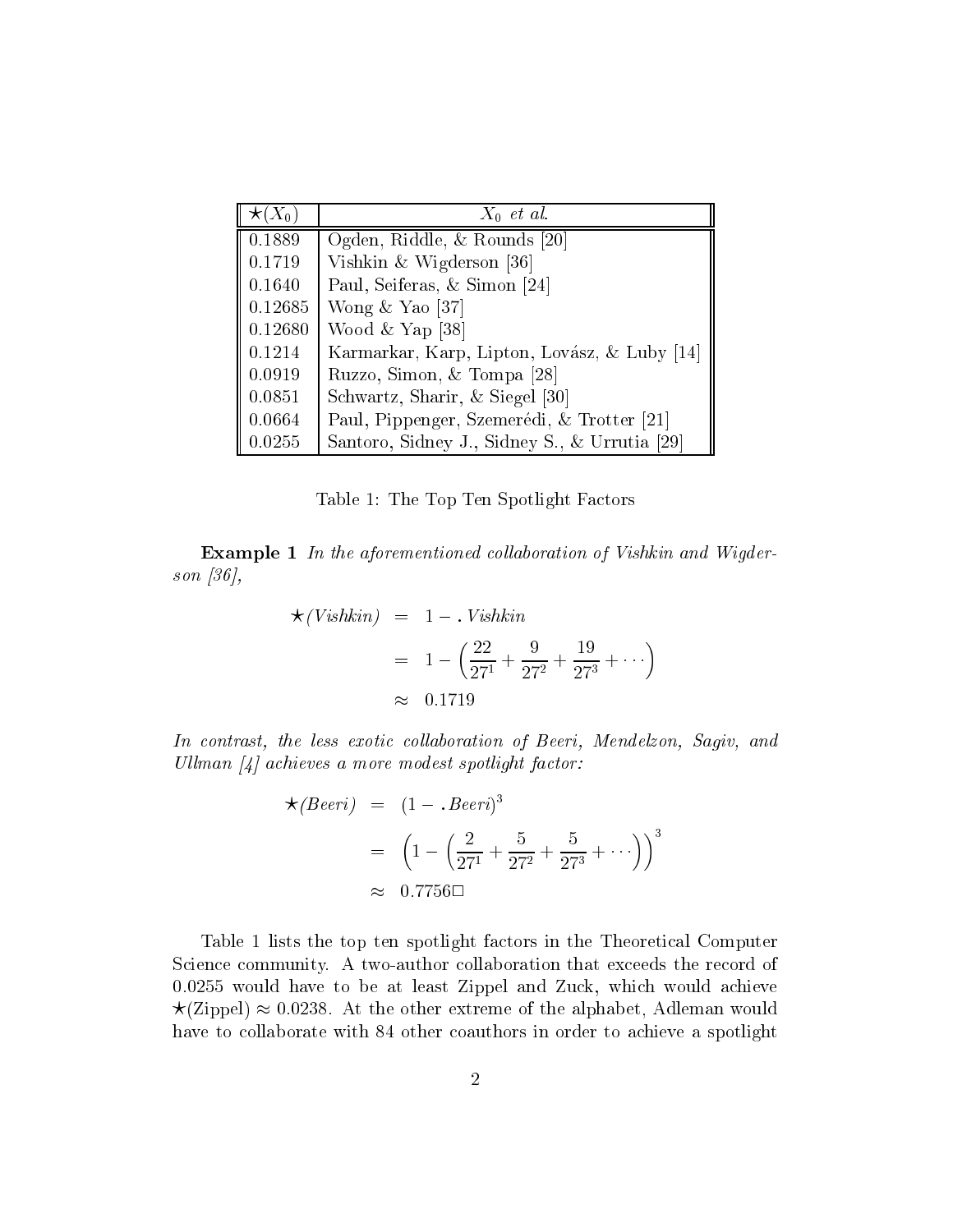| $\star(X_0)$ | $X_0$ *et al.* |
|---|---|
| 0.1889 | Ogden, Riddle, & Rounds [20] |
| 0.1719 | Vishkin & Wigderson [36] |
| 0.1640 | Paul, Seiferas, & Simon [24] |
| 0.12685 | Wong & Yao [37] |
| 0.12680 | Wood & Yap [38] |
| 0.1214 | Karmarkar, Karp, Lipton, Lovász, & Luby [14] |
| 0.0919 | Ruzzo, Simon, & Tompa [28] |
| 0.0851 | Schwartz, Sharir, & Siegel [30] |
| 0.0664 | Paul, Pippenger, Szemerédi, & Trotter [21] |
| 0.0255 | Santoro, Sidney J., Sidney S., & Urrutia [29] |

Table 1: The Top Ten Spotlight Factors

**Example 1** *In the aforementioned collaboration of Vishkin and Wigderson [36],*

$$
\begin{aligned}
\star(\textit{Vishkin}) &= 1 - .\textit{Vishkin} \\
&= 1 - \left(\frac{22}{27^1} + \frac{9}{27^2} + \frac{19}{27^3} + \cdots\right) \\
&\approx 0.1719
\end{aligned}
$$

*In contrast, the less exotic collaboration of Beeri, Mendelzon, Sagiv, and Ullman [4] achieves a more modest spotlight factor:*

$$
\begin{aligned}
\star(\textit{Beeri}) &= (1 - .\textit{Beeri})^3 \\
&= \left(1 - \left(\frac{2}{27^1} + \frac{5}{27^2} + \frac{5}{27^3} + \cdots\right)\right)^3 \\
&\approx 0.7756 \square
\end{aligned}
$$

Table 1 lists the top ten spotlight factors in the Theoretical Computer Science community. A two-author collaboration that exceeds the record of 0.0255 would have to be at least Zippel and Zuck, which would achieve $\star(\text{Zippel}) \approx 0.0238$. At the other extreme of the alphabet, Adleman would have to collaborate with 84 other coauthors in order to achieve a spotlight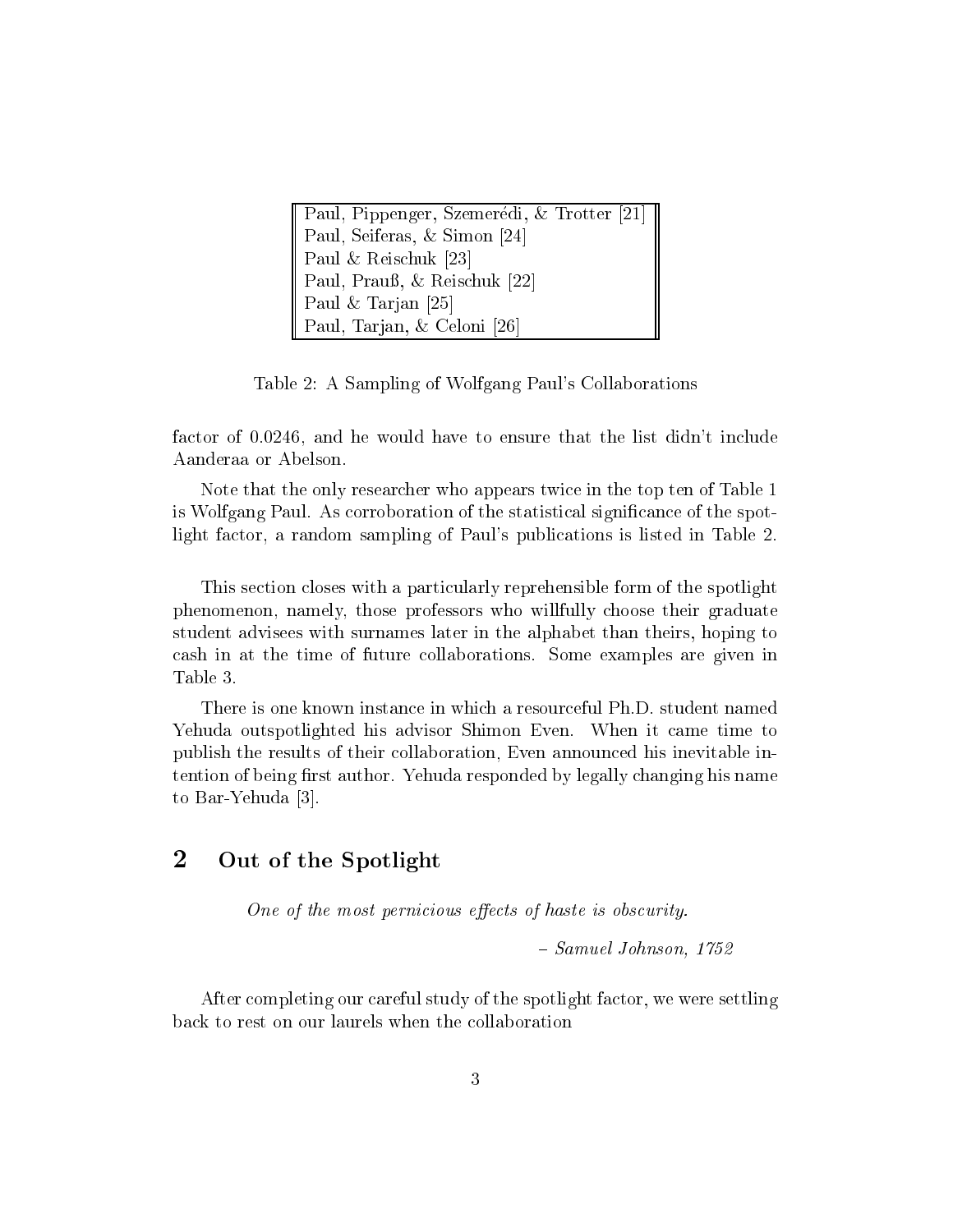| Paul, Pippenger, Szemerédi, & Trotter [21] |
| --- |
| Paul, Seiferas, & Simon [24] |
| Paul & Reischuk [23] |
| Paul, Prauß, & Reischuk [22] |
| Paul & Tarjan [25] |
| Paul, Tarjan, & Celoni [26] |

Table 2: A Sampling of Wolfgang Paul's Collaborations

factor of 0.0246, and he would have to ensure that the list didn't include Aanderaa or Abelson.

Note that the only researcher who appears twice in the top ten of Table 1 is Wolfgang Paul. As corroboration of the statistical significance of the spotlight factor, a random sampling of Paul's publications is listed in Table 2.

This section closes with a particularly reprehensible form of the spotlight phenomenon, namely, those professors who willfully choose their graduate student advisees with surnames later in the alphabet than theirs, hoping to cash in at the time of future collaborations. Some examples are given in Table 3.

There is one known instance in which a resourceful Ph.D. student named Yehuda outspotlighted his advisor Shimon Even. When it came time to publish the results of their collaboration, Even announced his inevitable intention of being first author. Yehuda responded by legally changing his name to Bar-Yehuda [3].

## 2 Out of the Spotlight

*One of the most pernicious effects of haste is obscurity.*

*– Samuel Johnson, 1752*

After completing our careful study of the spotlight factor, we were settling back to rest on our laurels when the collaboration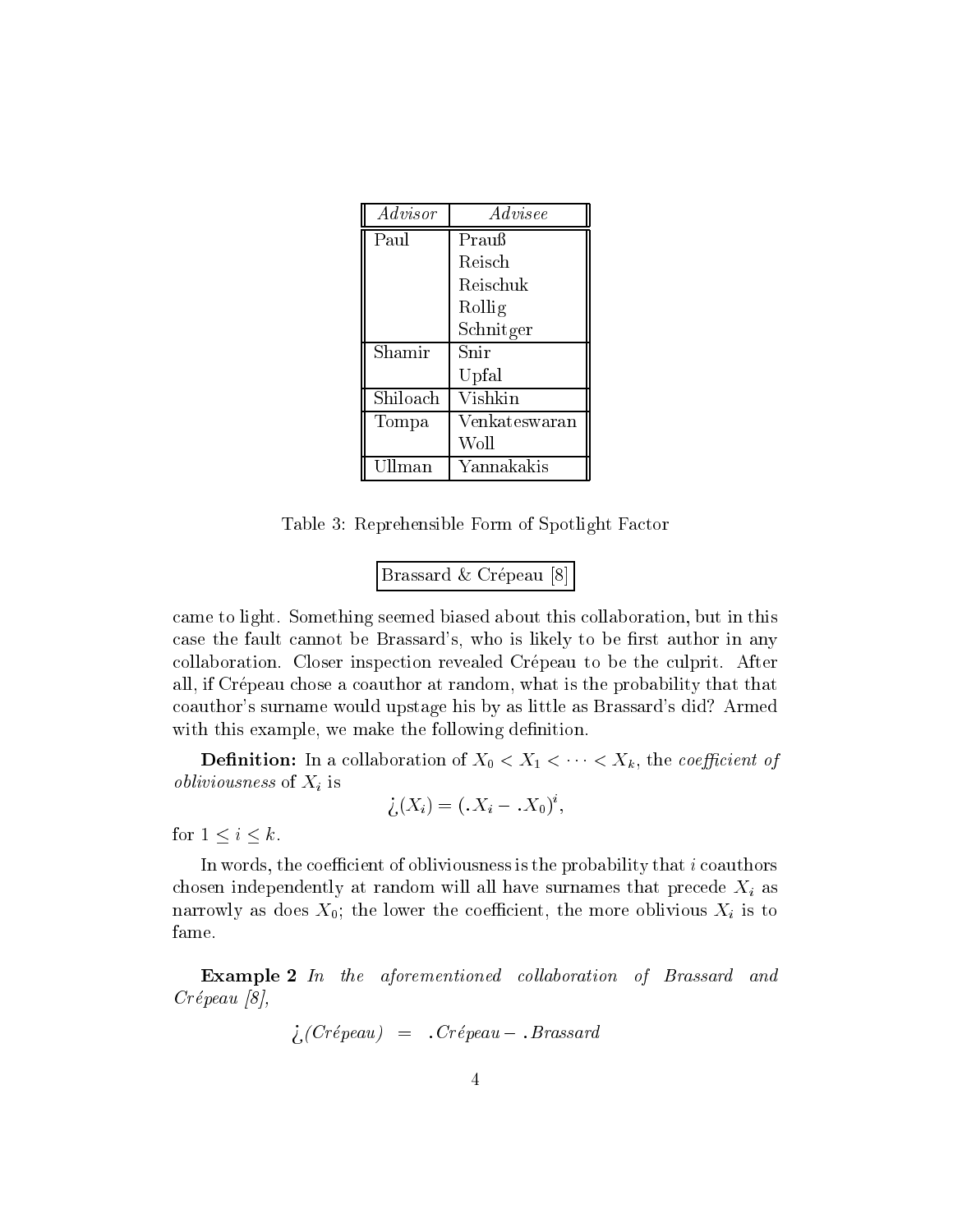| *Advisor* | *Advisee* |
|---|---|
| Paul | Prauß |
| | Reisch |
| | Reischuk |
| | Rollig |
| | Schnitger |
| Shamir | Snir |
| | Upfal |
| Shiloach | Vishkin |
| Tompa | Venkateswaran |
| | Woll |
| Ullman | Yannakakis |

Table 3: Reprehensible Form of Spotlight Factor

| Brassard & Crépeau [8] |
|---|

came to light. Something seemed biased about this collaboration, but in this case the fault cannot be Brassard's, who is likely to be first author in any collaboration. Closer inspection revealed Crépeau to be the culprit. After all, if Crépeau chose a coauthor at random, what is the probability that that coauthor's surname would upstage his by as little as Brassard's did? Armed with this example, we make the following definition.

**Definition:** In a collaboration of $X_0 < X_1 < \cdots < X_k$, the *coefficient of obliviousness* of $X_i$ is

$$¿(X_i) = (.X_i - .X_0)^i,$$

for $1 \leq i \leq k$.

In words, the coefficient of obliviousness is the probability that $i$ coauthors chosen independently at random will all have surnames that precede $X_i$ as narrowly as does $X_0$; the lower the coefficient, the more oblivious $X_i$ is to fame.

**Example 2** *In the aforementioned collaboration of Brassard and Crépeau [8],*

$$¿(\textit{Crépeau}) \;=\; .\textit{Crépeau} - .\textit{Brassard}$$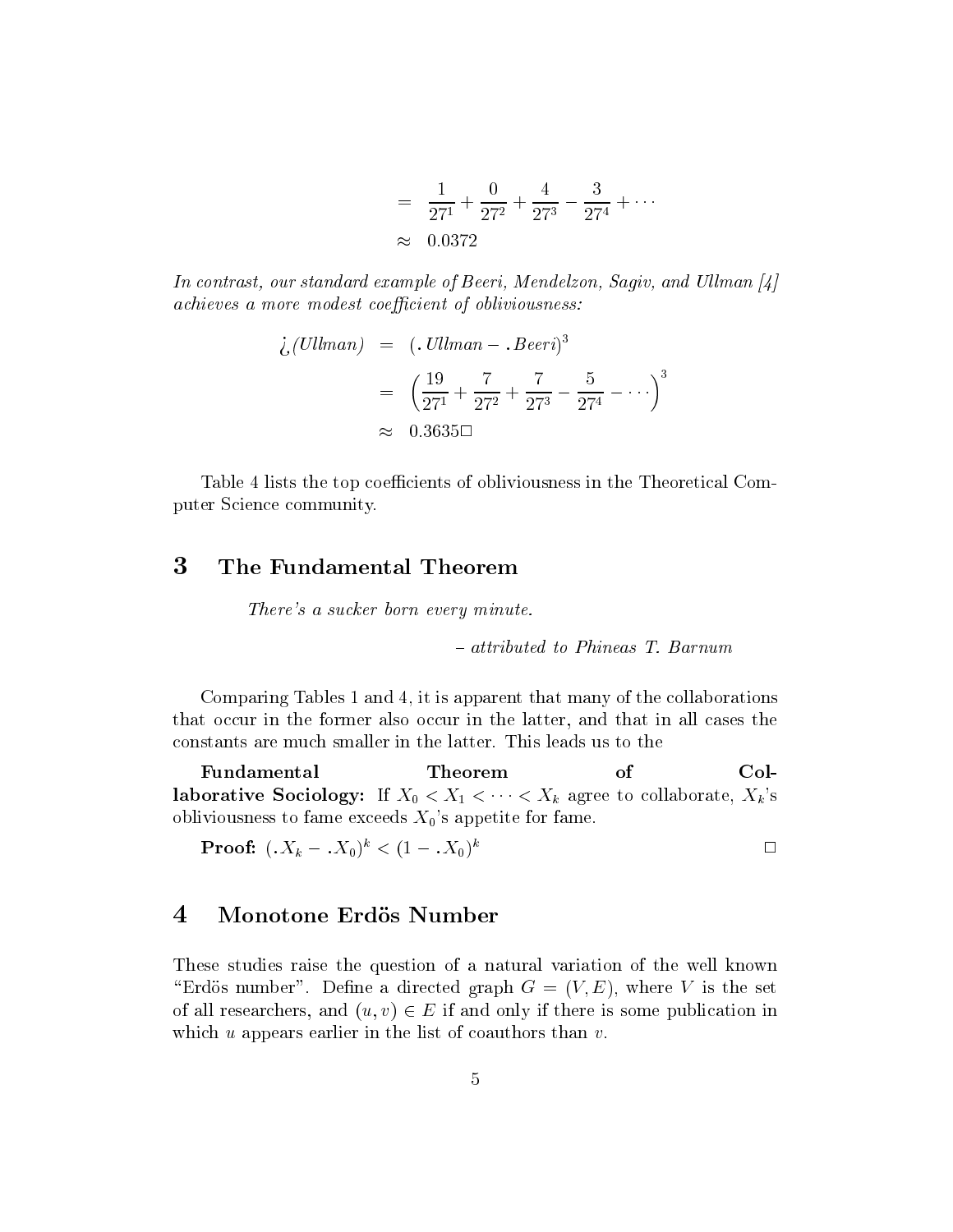$$
\begin{aligned}
&= \frac{1}{27^1} + \frac{0}{27^2} + \frac{4}{27^3} - \frac{3}{27^4} + \cdots \\
&\approx 0.0372
\end{aligned}
$$

*In contrast, our standard example of Beeri, Mendelzon, Sagiv, and Ullman [4] achieves a more modest coefficient of obliviousness:*

$$
\begin{aligned}
¿(Ullman) &= (.Ullman - .Beeri)^3 \\
&= \left(\frac{19}{27^1} + \frac{7}{27^2} + \frac{7}{27^3} - \frac{5}{27^4} - \cdots\right)^3 \\
&\approx 0.3635 \square
\end{aligned}
$$

Table 4 lists the top coefficients of obliviousness in the Theoretical Computer Science community.

## 3 The Fundamental Theorem

*There's a sucker born every minute.*

– *attributed to Phineas T. Barnum*

Comparing Tables 1 and 4, it is apparent that many of the collaborations that occur in the former also occur in the latter, and that in all cases the constants are much smaller in the latter. This leads us to the

**Fundamental Theorem of Collaborative Sociology:** If $X_0 < X_1 < \cdots < X_k$ agree to collaborate, $X_k$'s obliviousness to fame exceeds $X_0$'s appetite for fame.

**Proof:** $(.X_k - .X_0)^k < (1 - .X_0)^k$ $\square$

## 4 Monotone Erdös Number

These studies raise the question of a natural variation of the well known "Erdös number". Define a directed graph $G = (V, E)$, where $V$ is the set of all researchers, and $(u, v) \in E$ if and only if there is some publication in which $u$ appears earlier in the list of coauthors than $v$.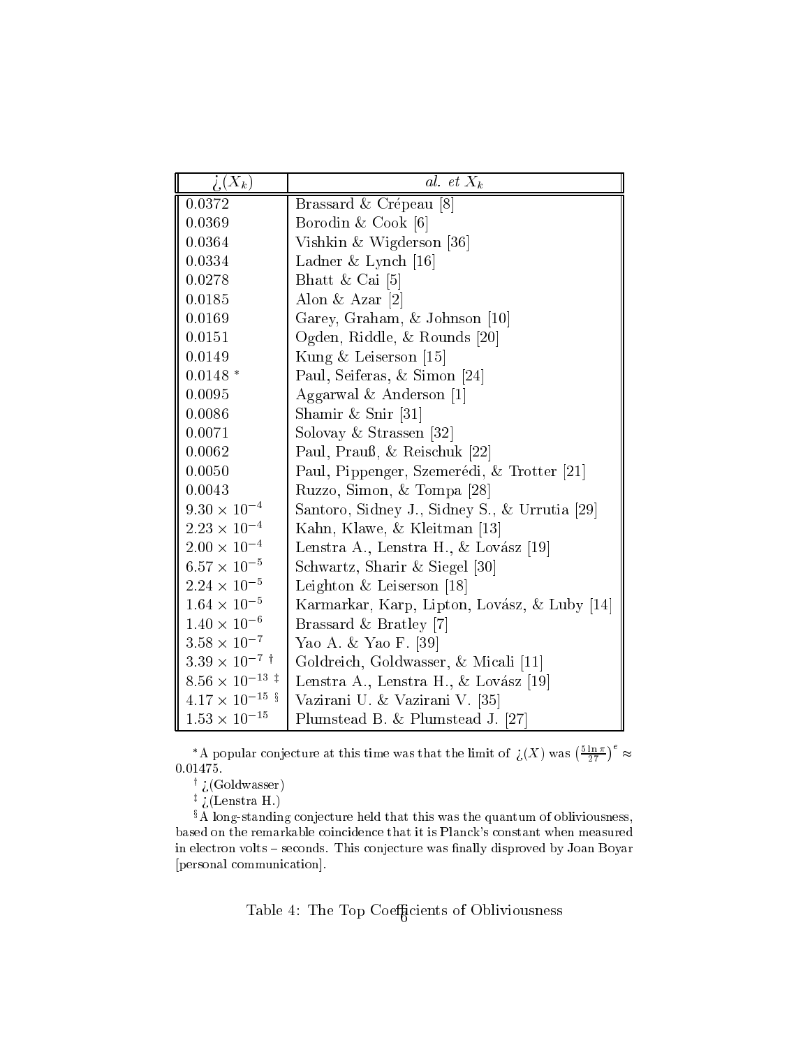| $¿(X_k)$ | *al. et* $X_k$ |
|---|---|
| 0.0372 | Brassard & Crépeau [8] |
| 0.0369 | Borodin & Cook [6] |
| 0.0364 | Vishkin & Wigderson [36] |
| 0.0334 | Ladner & Lynch [16] |
| 0.0278 | Bhatt & Cai [5] |
| 0.0185 | Alon & Azar [2] |
| 0.0169 | Garey, Graham, & Johnson [10] |
| 0.0151 | Ogden, Riddle, & Rounds [20] |
| 0.0149 | Kung & Leiserson [15] |
| 0.0148 * | Paul, Seiferas, & Simon [24] |
| 0.0095 | Aggarwal & Anderson [1] |
| 0.0086 | Shamir & Snir [31] |
| 0.0071 | Solovay & Strassen [32] |
| 0.0062 | Paul, Prauß, & Reischuk [22] |
| 0.0050 | Paul, Pippenger, Szemerédi, & Trotter [21] |
| 0.0043 | Ruzzo, Simon, & Tompa [28] |
| $9.30 \times 10^{-4}$ | Santoro, Sidney J., Sidney S., & Urrutia [29] |
| $2.23 \times 10^{-4}$ | Kahn, Klawe, & Kleitman [13] |
| $2.00 \times 10^{-4}$ | Lenstra A., Lenstra H., & Lovász [19] |
| $6.57 \times 10^{-5}$ | Schwartz, Sharir & Siegel [30] |
| $2.24 \times 10^{-5}$ | Leighton & Leiserson [18] |
| $1.64 \times 10^{-5}$ | Karmarkar, Karp, Lipton, Lovász, & Luby [14] |
| $1.40 \times 10^{-6}$ | Brassard & Bratley [7] |
| $3.58 \times 10^{-7}$ | Yao A. & Yao F. [39] |
| $3.39 \times 10^{-7}$ † | Goldreich, Goldwasser, & Micali [11] |
| $8.56 \times 10^{-13}$ ‡ | Lenstra A., Lenstra H., & Lovász [19] |
| $4.17 \times 10^{-15}$ § | Vazirani U. & Vazirani V. [35] |
| $1.53 \times 10^{-15}$ | Plumstead B. & Plumstead J. [27] |

*A popular conjecture at this time was that the limit of $¿(X)$ was $\left(\frac{5 \ln \pi}{27}\right)^e \approx 0.01475$.

† ¿(Goldwasser)

‡ ¿(Lenstra H.)

§ A long-standing conjecture held that this was the quantum of obliviousness, based on the remarkable coincidence that it is Planck's constant when measured in electron volts – seconds. This conjecture was finally disproved by Joan Boyar [personal communication].

Table 4: The Top Coefficients of Obliviousness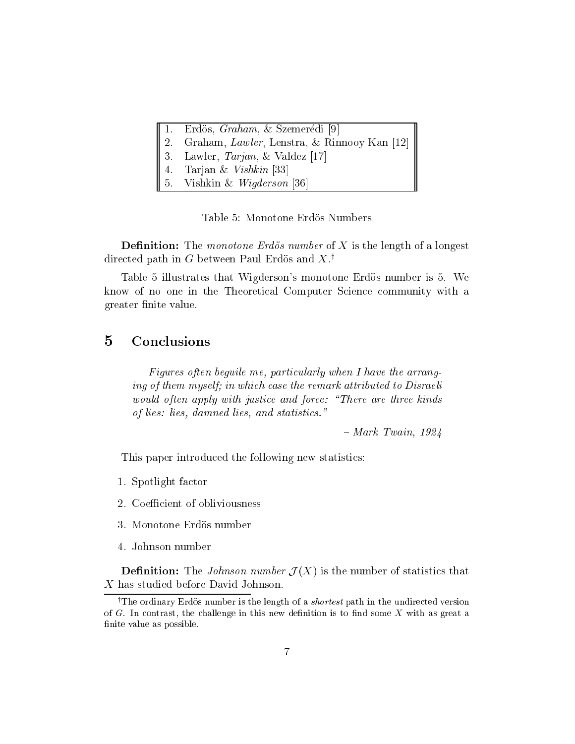| | |
|---|---|
| 1. | Erdös, *Graham*, & Szemerédi [9] |
| 2. | Graham, *Lawler*, Lenstra, & Rinnooy Kan [12] |
| 3. | Lawler, *Tarjan*, & Valdez [17] |
| 4. | Tarjan & *Vishkin* [33] |
| 5. | Vishkin & *Wigderson* [36] |

Table 5: Monotone Erdös Numbers

**Definition:** The *monotone Erdös number* of $X$ is the length of a longest directed path in $G$ between Paul Erdös and $X$.[†]

Table 5 illustrates that Wigderson's monotone Erdös number is 5. We know of no one in the Theoretical Computer Science community with a greater finite value.

## 5 Conclusions

> *Figures often beguile me, particularly when I have the arranging of them myself; in which case the remark attributed to Disraeli would often apply with justice and force: "There are three kinds of lies: lies, damned lies, and statistics."*
>
> – *Mark Twain, 1924*

This paper introduced the following new statistics:

1. Spotlight factor
2. Coefficient of obliviousness
3. Monotone Erdös number
4. Johnson number

**Definition:** The *Johnson number* $\mathcal{J}(X)$ is the number of statistics that $X$ has studied before David Johnson.

[†] The ordinary Erdös number is the length of a *shortest* path in the undirected version of $G$. In contrast, the challenge in this new definition is to find some $X$ with as great a finite value as possible.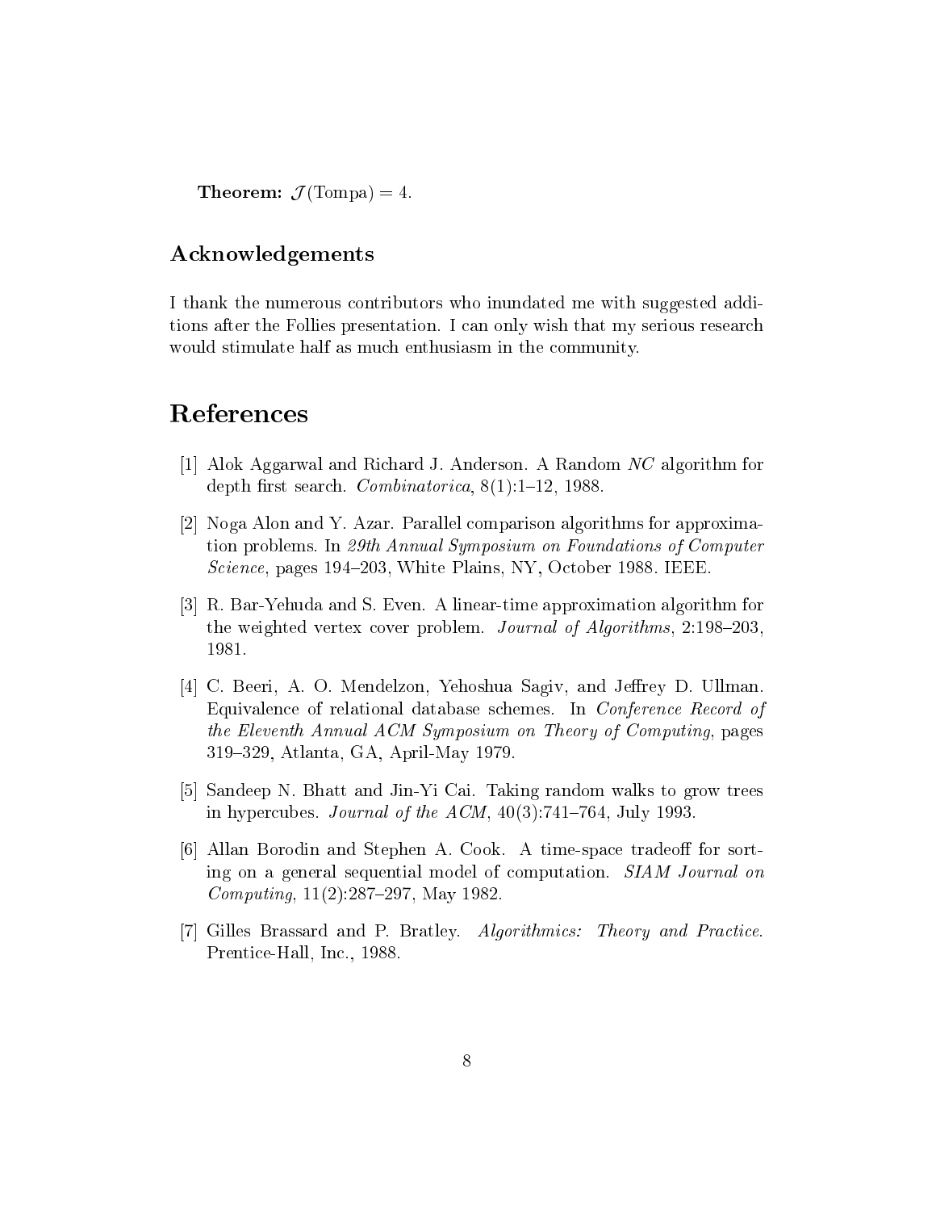**Theorem:** $\mathcal{J}(\text{Tompa}) = 4$.

## Acknowledgements

I thank the numerous contributors who inundated me with suggested additions after the Follies presentation. I can only wish that my serious research would stimulate half as much enthusiasm in the community.

# References

[1] Alok Aggarwal and Richard J. Anderson. A Random *NC* algorithm for depth first search. *Combinatorica*, 8(1):1–12, 1988.

[2] Noga Alon and Y. Azar. Parallel comparison algorithms for approximation problems. In *29th Annual Symposium on Foundations of Computer Science*, pages 194–203, White Plains, NY, October 1988. IEEE.

[3] R. Bar-Yehuda and S. Even. A linear-time approximation algorithm for the weighted vertex cover problem. *Journal of Algorithms*, 2:198–203, 1981.

[4] C. Beeri, A. O. Mendelzon, Yehoshua Sagiv, and Jeffrey D. Ullman. Equivalence of relational database schemes. In *Conference Record of the Eleventh Annual ACM Symposium on Theory of Computing*, pages 319–329, Atlanta, GA, April-May 1979.

[5] Sandeep N. Bhatt and Jin-Yi Cai. Taking random walks to grow trees in hypercubes. *Journal of the ACM*, 40(3):741–764, July 1993.

[6] Allan Borodin and Stephen A. Cook. A time-space tradeoff for sorting on a general sequential model of computation. *SIAM Journal on Computing*, 11(2):287–297, May 1982.

[7] Gilles Brassard and P. Bratley. *Algorithmics: Theory and Practice*. Prentice-Hall, Inc., 1988.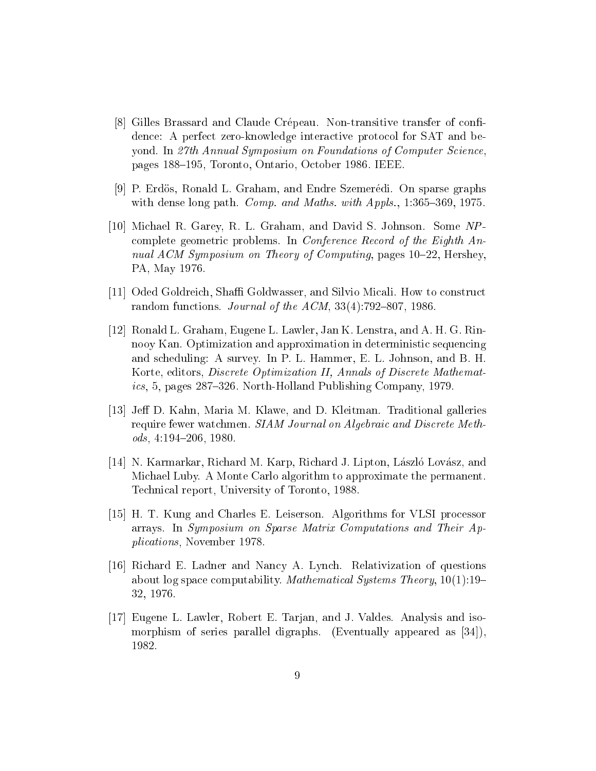[8] Gilles Brassard and Claude Crépeau. Non-transitive transfer of confidence: A perfect zero-knowledge interactive protocol for SAT and beyond. In *27th Annual Symposium on Foundations of Computer Science*, pages 188–195, Toronto, Ontario, October 1986. IEEE.

[9] P. Erdös, Ronald L. Graham, and Endre Szemerédi. On sparse graphs with dense long path. *Comp. and Maths. with Appls.*, 1:365–369, 1975.

[10] Michael R. Garey, R. L. Graham, and David S. Johnson. Some *NP*-complete geometric problems. In *Conference Record of the Eighth Annual ACM Symposium on Theory of Computing*, pages 10–22, Hershey, PA, May 1976.

[11] Oded Goldreich, Shaffi Goldwasser, and Silvio Micali. How to construct random functions. *Journal of the ACM*, 33(4):792–807, 1986.

[12] Ronald L. Graham, Eugene L. Lawler, Jan K. Lenstra, and A. H. G. Rinnooy Kan. Optimization and approximation in deterministic sequencing and scheduling: A survey. In P. L. Hammer, E. L. Johnson, and B. H. Korte, editors, *Discrete Optimization II, Annals of Discrete Mathematics*, 5, pages 287–326. North-Holland Publishing Company, 1979.

[13] Jeff D. Kahn, Maria M. Klawe, and D. Kleitman. Traditional galleries require fewer watchmen. *SIAM Journal on Algebraic and Discrete Methods*, 4:194–206, 1980.

[14] N. Karmarkar, Richard M. Karp, Richard J. Lipton, László Lovász, and Michael Luby. A Monte Carlo algorithm to approximate the permanent. Technical report, University of Toronto, 1988.

[15] H. T. Kung and Charles E. Leiserson. Algorithms for VLSI processor arrays. In *Symposium on Sparse Matrix Computations and Their Applications*, November 1978.

[16] Richard E. Ladner and Nancy A. Lynch. Relativization of questions about log space computability. *Mathematical Systems Theory*, 10(1):19–32, 1976.

[17] Eugene L. Lawler, Robert E. Tarjan, and J. Valdes. Analysis and isomorphism of series parallel digraphs. (Eventually appeared as [34]), 1982.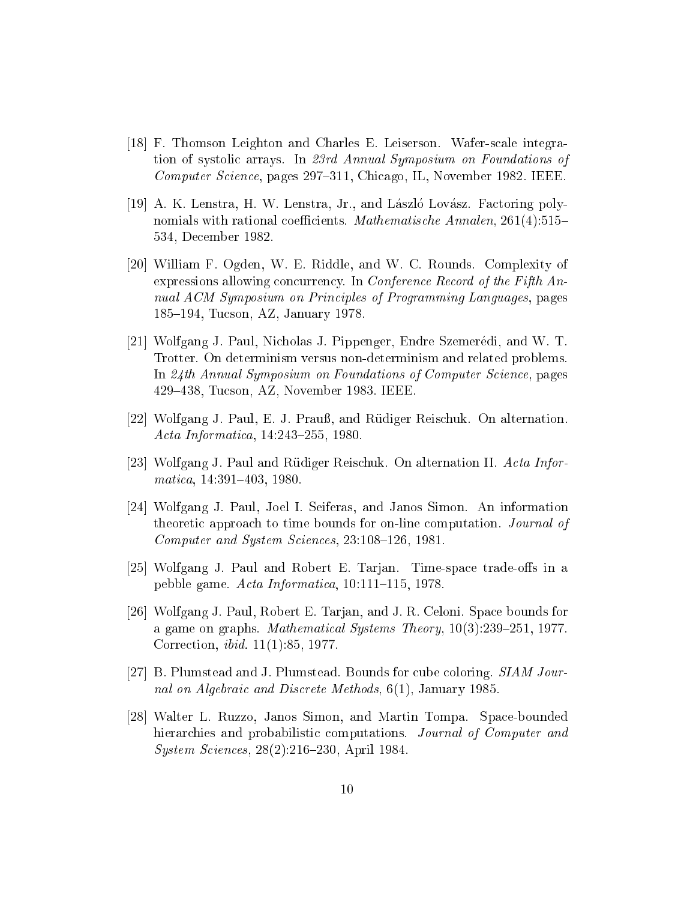[18] F. Thomson Leighton and Charles E. Leiserson. Wafer-scale integration of systolic arrays. In *23rd Annual Symposium on Foundations of Computer Science*, pages 297–311, Chicago, IL, November 1982. IEEE.

[19] A. K. Lenstra, H. W. Lenstra, Jr., and László Lovász. Factoring polynomials with rational coefficients. *Mathematische Annalen*, 261(4):515–534, December 1982.

[20] William F. Ogden, W. E. Riddle, and W. C. Rounds. Complexity of expressions allowing concurrency. In *Conference Record of the Fifth Annual ACM Symposium on Principles of Programming Languages*, pages 185–194, Tucson, AZ, January 1978.

[21] Wolfgang J. Paul, Nicholas J. Pippenger, Endre Szemerédi, and W. T. Trotter. On determinism versus non-determinism and related problems. In *24th Annual Symposium on Foundations of Computer Science*, pages 429–438, Tucson, AZ, November 1983. IEEE.

[22] Wolfgang J. Paul, E. J. Prauß, and Rüdiger Reischuk. On alternation. *Acta Informatica*, 14:243–255, 1980.

[23] Wolfgang J. Paul and Rüdiger Reischuk. On alternation II. *Acta Informatica*, 14:391–403, 1980.

[24] Wolfgang J. Paul, Joel I. Seiferas, and Janos Simon. An information theoretic approach to time bounds for on-line computation. *Journal of Computer and System Sciences*, 23:108–126, 1981.

[25] Wolfgang J. Paul and Robert E. Tarjan. Time-space trade-offs in a pebble game. *Acta Informatica*, 10:111–115, 1978.

[26] Wolfgang J. Paul, Robert E. Tarjan, and J. R. Celoni. Space bounds for a game on graphs. *Mathematical Systems Theory*, 10(3):239–251, 1977. Correction, *ibid.* 11(1):85, 1977.

[27] B. Plumstead and J. Plumstead. Bounds for cube coloring. *SIAM Journal on Algebraic and Discrete Methods*, 6(1), January 1985.

[28] Walter L. Ruzzo, Janos Simon, and Martin Tompa. Space-bounded hierarchies and probabilistic computations. *Journal of Computer and System Sciences*, 28(2):216–230, April 1984.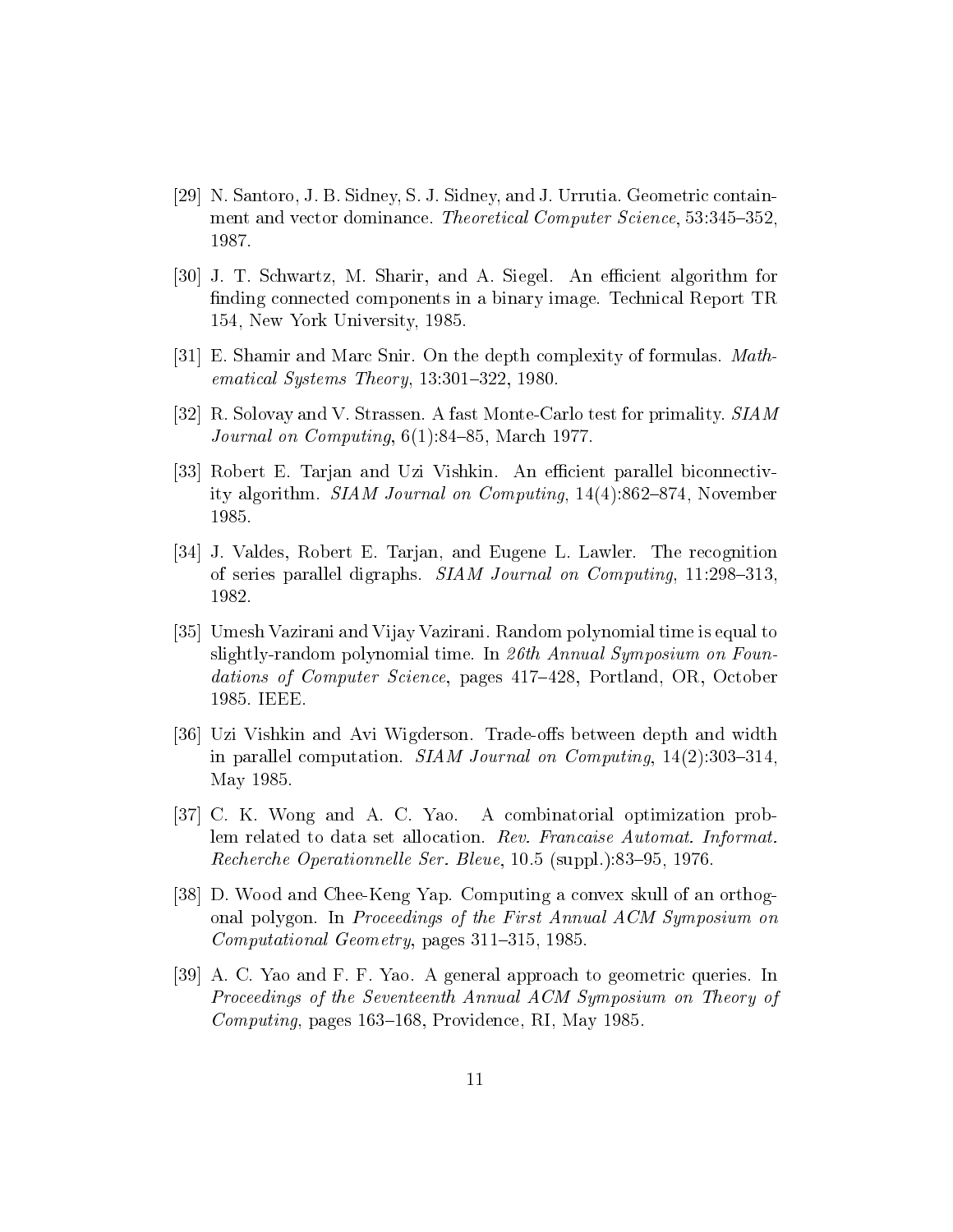[29] N. Santoro, J. B. Sidney, S. J. Sidney, and J. Urrutia. Geometric containment and vector dominance. *Theoretical Computer Science*, 53:345–352, 1987.

[30] J. T. Schwartz, M. Sharir, and A. Siegel. An efficient algorithm for finding connected components in a binary image. Technical Report TR 154, New York University, 1985.

[31] E. Shamir and Marc Snir. On the depth complexity of formulas. *Mathematical Systems Theory*, 13:301–322, 1980.

[32] R. Solovay and V. Strassen. A fast Monte-Carlo test for primality. *SIAM Journal on Computing*, 6(1):84–85, March 1977.

[33] Robert E. Tarjan and Uzi Vishkin. An efficient parallel biconnectivity algorithm. *SIAM Journal on Computing*, 14(4):862–874, November 1985.

[34] J. Valdes, Robert E. Tarjan, and Eugene L. Lawler. The recognition of series parallel digraphs. *SIAM Journal on Computing*, 11:298–313, 1982.

[35] Umesh Vazirani and Vijay Vazirani. Random polynomial time is equal to slightly-random polynomial time. In *26th Annual Symposium on Foundations of Computer Science*, pages 417–428, Portland, OR, October 1985. IEEE.

[36] Uzi Vishkin and Avi Wigderson. Trade-offs between depth and width in parallel computation. *SIAM Journal on Computing*, 14(2):303–314, May 1985.

[37] C. K. Wong and A. C. Yao. A combinatorial optimization problem related to data set allocation. *Rev. Francaise Automat. Informat. Recherche Operationnelle Ser. Bleue*, 10.5 (suppl.):83–95, 1976.

[38] D. Wood and Chee-Keng Yap. Computing a convex skull of an orthogonal polygon. In *Proceedings of the First Annual ACM Symposium on Computational Geometry*, pages 311–315, 1985.

[39] A. C. Yao and F. F. Yao. A general approach to geometric queries. In *Proceedings of the Seventeenth Annual ACM Symposium on Theory of Computing*, pages 163–168, Providence, RI, May 1985.